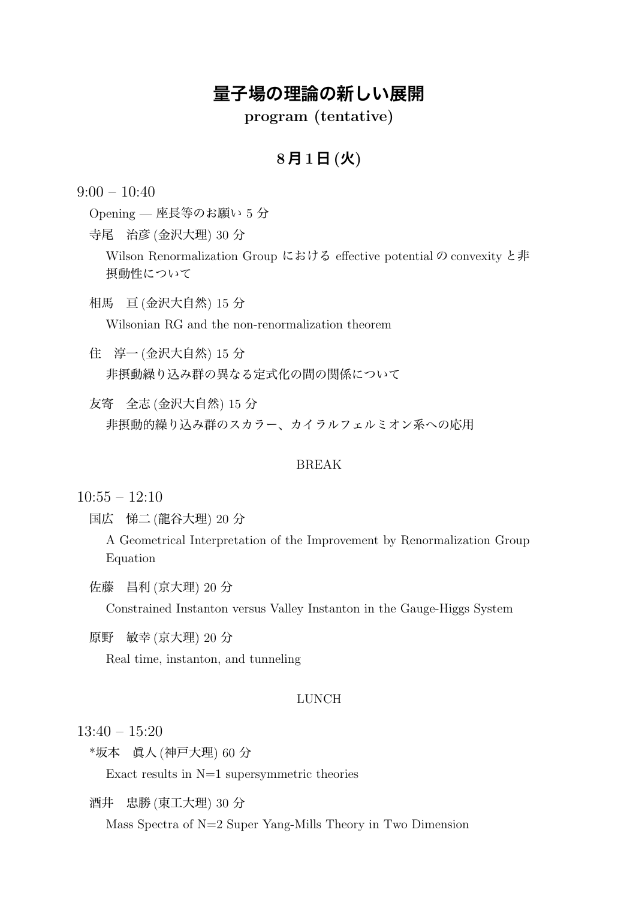# 量子場の理論の新しい展開

**program (tentative)**

## 8月1日(火)

9:00 – 10:40

Opening — 座長等のお願い 5 分

寺尾　治彦 (金沢大理) 30 分

Wilson Renormalization Group における effective potential の convexity と非摂動性について

相馬　亘 (金沢大自然) 15 分

Wilsonian RG and the non-renormalization theorem

住　淳一 (金沢大自然) 15 分

非摂動繰り込み群の異なる定式化の間の関係について

友寄　全志 (金沢大自然) 15 分

非摂動的繰り込み群のスカラー、カイラルフェルミオン系への応用

BREAK

10:55 – 12:10

国広　悌二 (龍谷大理) 20 分

A Geometrical Interpretation of the Improvement by Renormalization Group Equation

佐藤　昌利 (京大理) 20 分

Constrained Instanton versus Valley Instanton in the Gauge-Higgs System

原野　敏幸 (京大理) 20 分

Real time, instanton, and tunneling

LUNCH

13:40 – 15:20

*坂本　眞人 (神戸大理) 60 分

Exact results in N=1 supersymmetric theories

酒井　忠勝 (東工大理) 30 分

Mass Spectra of N=2 Super Yang-Mills Theory in Two Dimension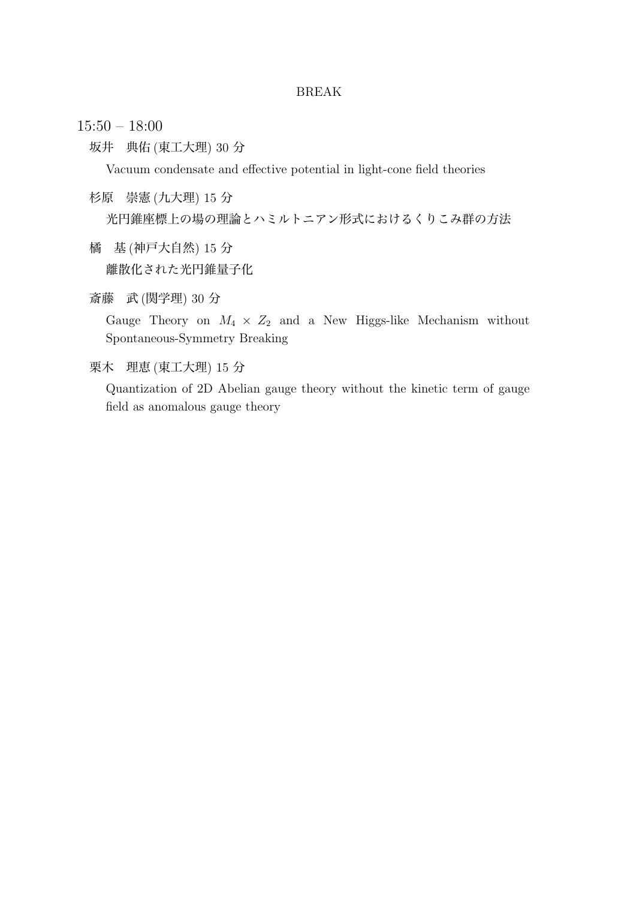BREAK

15:50 – 18:00

坂井　典佑 (東工大理) 30 分

Vacuum condensate and effective potential in light-cone field theories

杉原　崇憲 (九大理) 15 分

光円錐座標上の場の理論とハミルトニアン形式におけるくりこみ群の方法

橘　基 (神戸大自然) 15 分

離散化された光円錐量子化

斎藤　武 (関学理) 30 分

Gauge Theory on $M_4 \times Z_2$ and a New Higgs-like Mechanism without Spontaneous-Symmetry Breaking

栗木　理恵 (東工大理) 15 分

Quantization of 2D Abelian gauge theory without the kinetic term of gauge field as anomalous gauge theory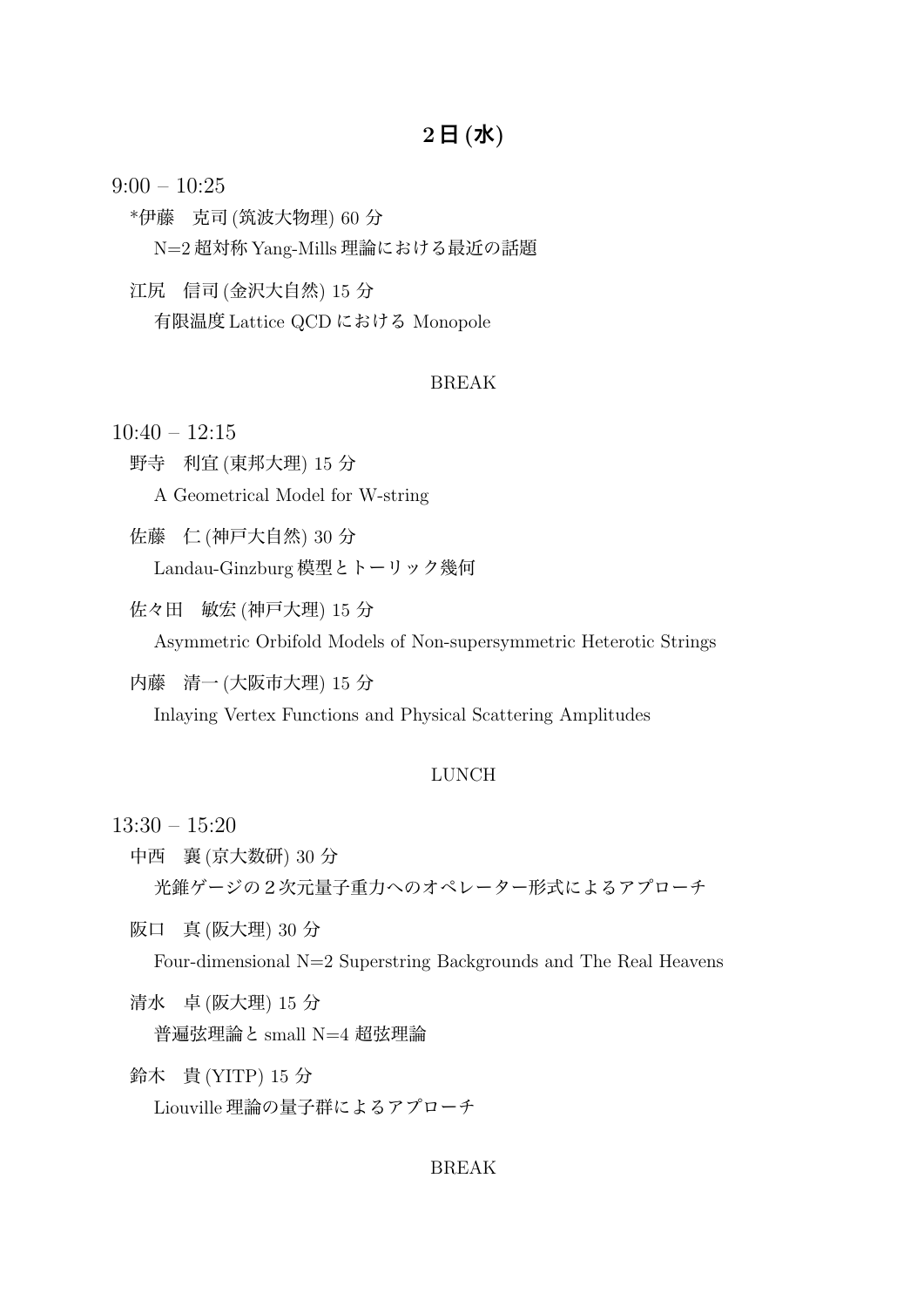## 2 日 (水)

9:00 – 10:25

*伊藤　克司 (筑波大物理) 60 分

N=2 超対称 Yang-Mills 理論における最近の話題

江尻　信司 (金沢大自然) 15 分

有限温度 Lattice QCD における Monopole

BREAK

10:40 – 12:15

野寺　利宜 (東邦大理) 15 分

A Geometrical Model for W-string

佐藤　仁 (神戸大自然) 30 分

Landau-Ginzburg 模型とトーリック幾何

佐々田　敏宏 (神戸大理) 15 分

Asymmetric Orbifold Models of Non-supersymmetric Heterotic Strings

内藤　清一 (大阪市大理) 15 分

Inlaying Vertex Functions and Physical Scattering Amplitudes

LUNCH

13:30 – 15:20

中西　襄 (京大数研) 30 分

光錐ゲージの２次元量子重力へのオペレーター形式によるアプローチ

阪口　真 (阪大理) 30 分

Four-dimensional N=2 Superstring Backgrounds and The Real Heavens

清水　卓 (阪大理) 15 分

普遍弦理論と small N=4 超弦理論

鈴木　貴 (YITP) 15 分

Liouville 理論の量子群によるアプローチ

BREAK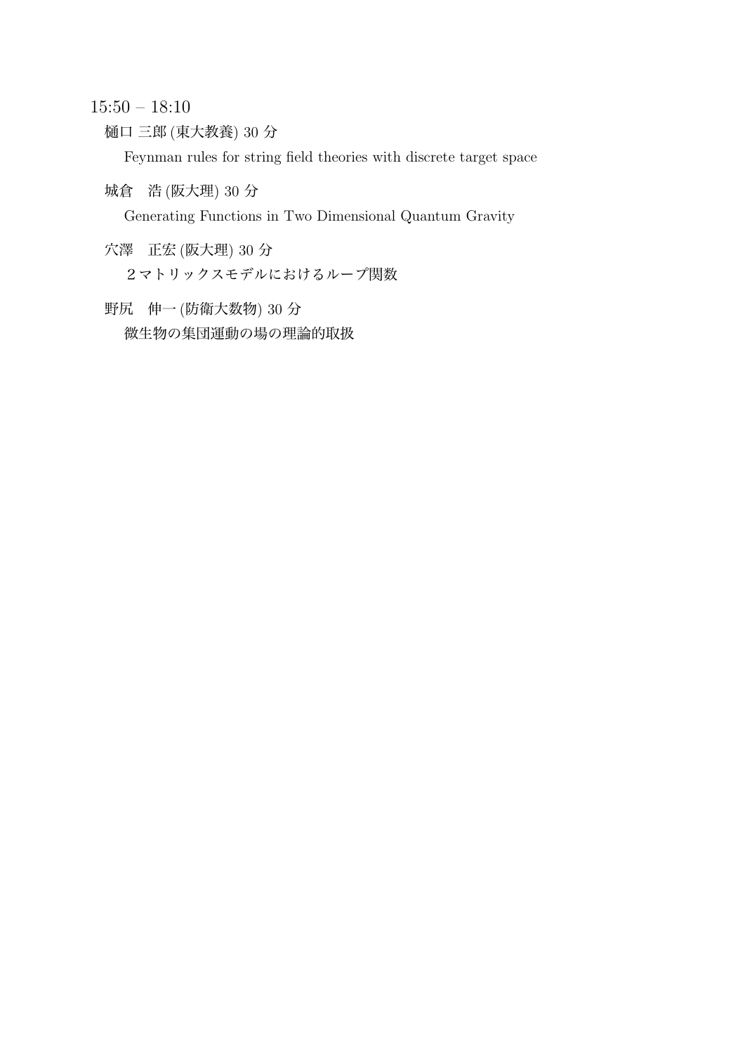15:50 – 18:10

樋口 三郎 (東大教養) 30 分

Feynman rules for string field theories with discrete target space

城倉　浩 (阪大理) 30 分

Generating Functions in Two Dimensional Quantum Gravity

穴澤　正宏 (阪大理) 30 分

２マトリックスモデルにおけるループ関数

野尻　伸一 (防衛大数物) 30 分

微生物の集団運動の場の理論的取扱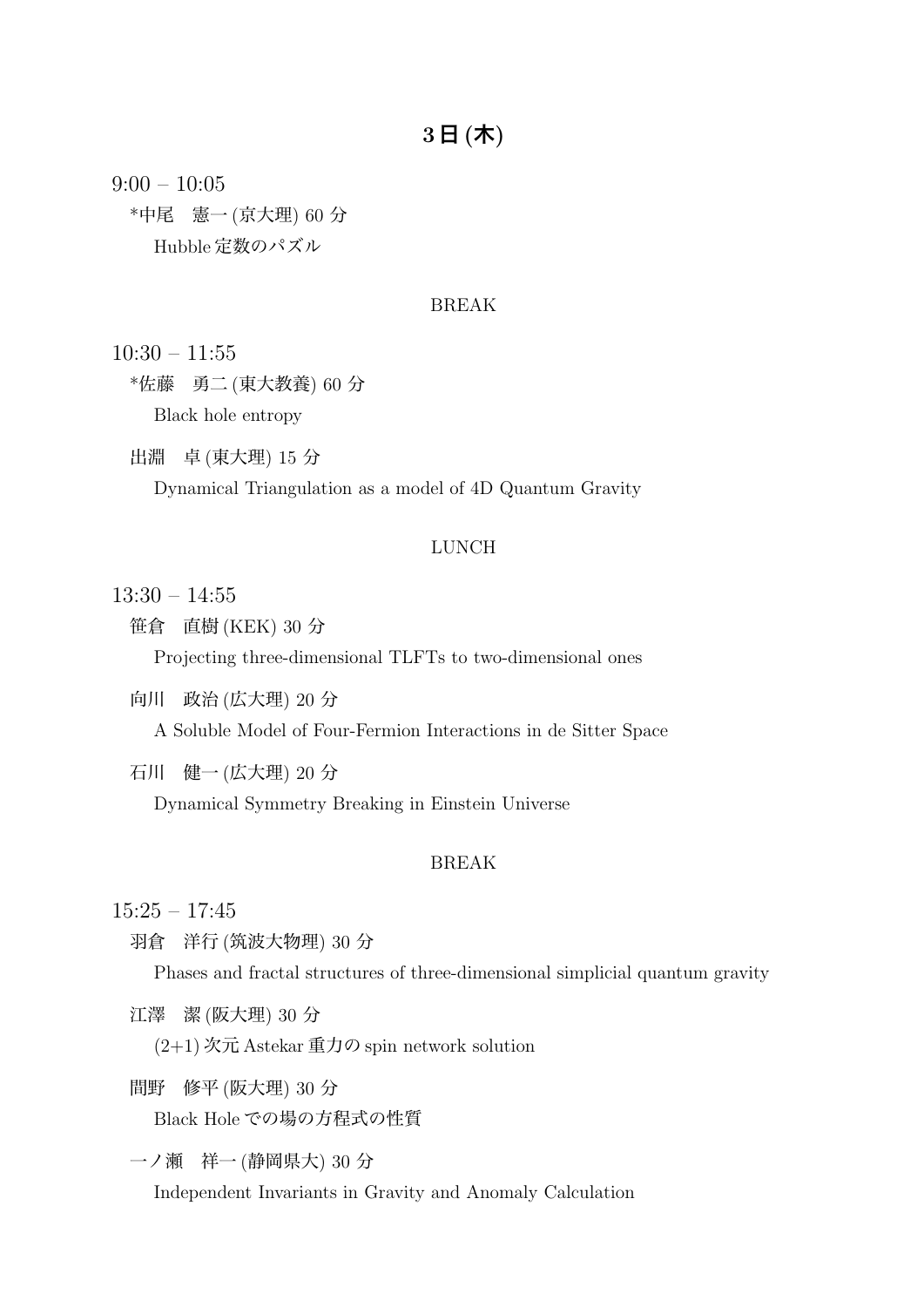## 3日 (木)

9:00 – 10:05

*中尾　憲一 (京大理) 60 分

Hubble 定数のパズル

BREAK

10:30 – 11:55

*佐藤　勇二 (東大教養) 60 分

Black hole entropy

出淵　卓 (東大理) 15 分

Dynamical Triangulation as a model of 4D Quantum Gravity

LUNCH

13:30 – 14:55

笹倉　直樹 (KEK) 30 分

Projecting three-dimensional TLFTs to two-dimensional ones

向川　政治 (広大理) 20 分

A Soluble Model of Four-Fermion Interactions in de Sitter Space

石川　健一 (広大理) 20 分

Dynamical Symmetry Breaking in Einstein Universe

BREAK

15:25 – 17:45

羽倉　洋行 (筑波大物理) 30 分

Phases and fractal structures of three-dimensional simplicial quantum gravity

江澤　潔 (阪大理) 30 分

(2+1) 次元 Astekar 重力の spin network solution

間野　修平 (阪大理) 30 分

Black Hole での場の方程式の性質

一ノ瀬　祥一 (静岡県大) 30 分

Independent Invariants in Gravity and Anomaly Calculation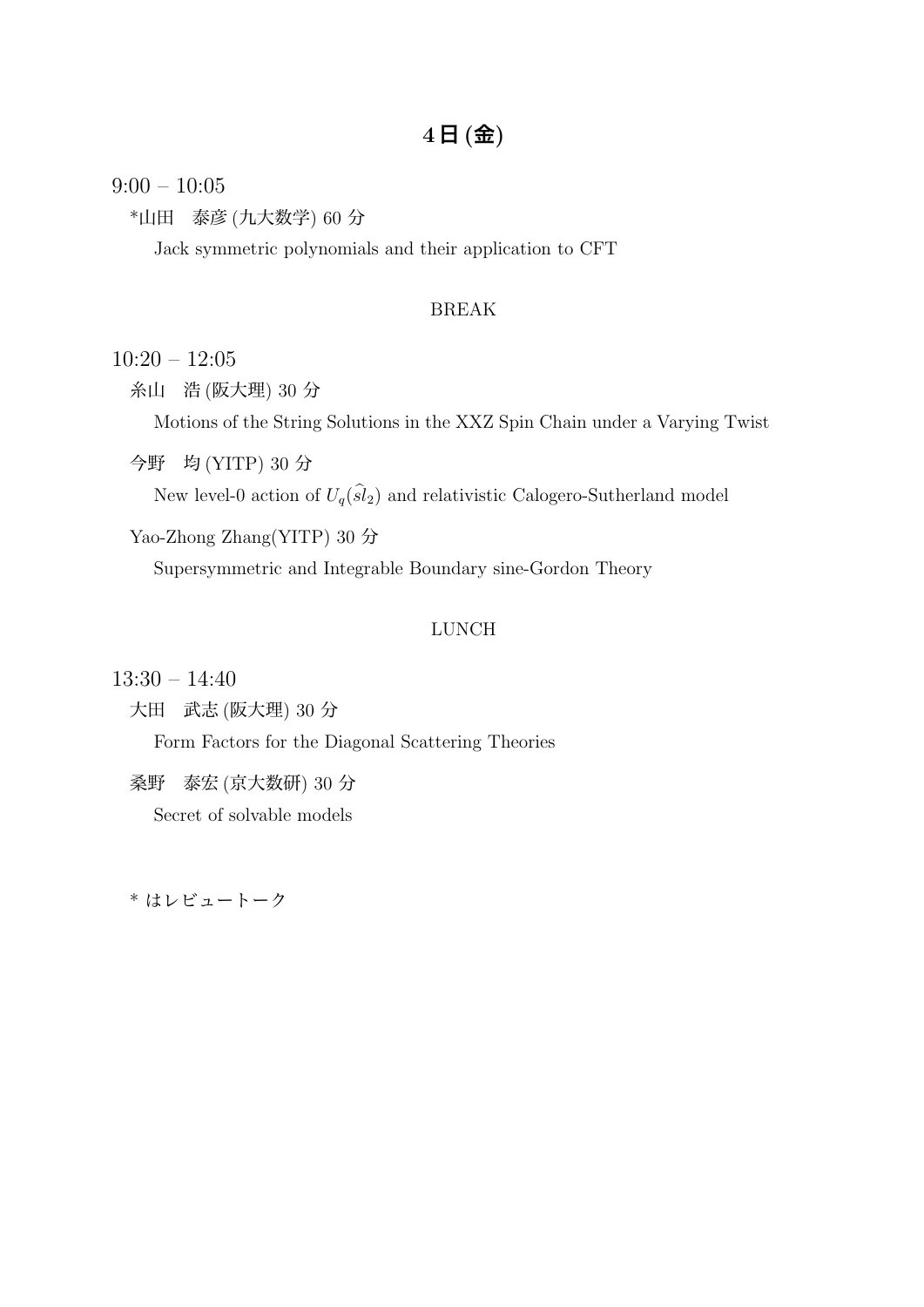## 4日 (金)

9:00 – 10:05

*山田　泰彦 (九大数学) 60 分

Jack symmetric polynomials and their application to CFT

BREAK

10:20 – 12:05

糸山　浩 (阪大理) 30 分

Motions of the String Solutions in the XXZ Spin Chain under a Varying Twist

今野　均 (YITP) 30 分

New level-0 action of $U_q(\widehat{sl}_2)$ and relativistic Calogero-Sutherland model

Yao-Zhong Zhang(YITP) 30 分

Supersymmetric and Integrable Boundary sine-Gordon Theory

LUNCH

13:30 – 14:40

大田　武志 (阪大理) 30 分

Form Factors for the Diagonal Scattering Theories

桑野　泰宏 (京大数研) 30 分

Secret of solvable models

* はレビュートーク